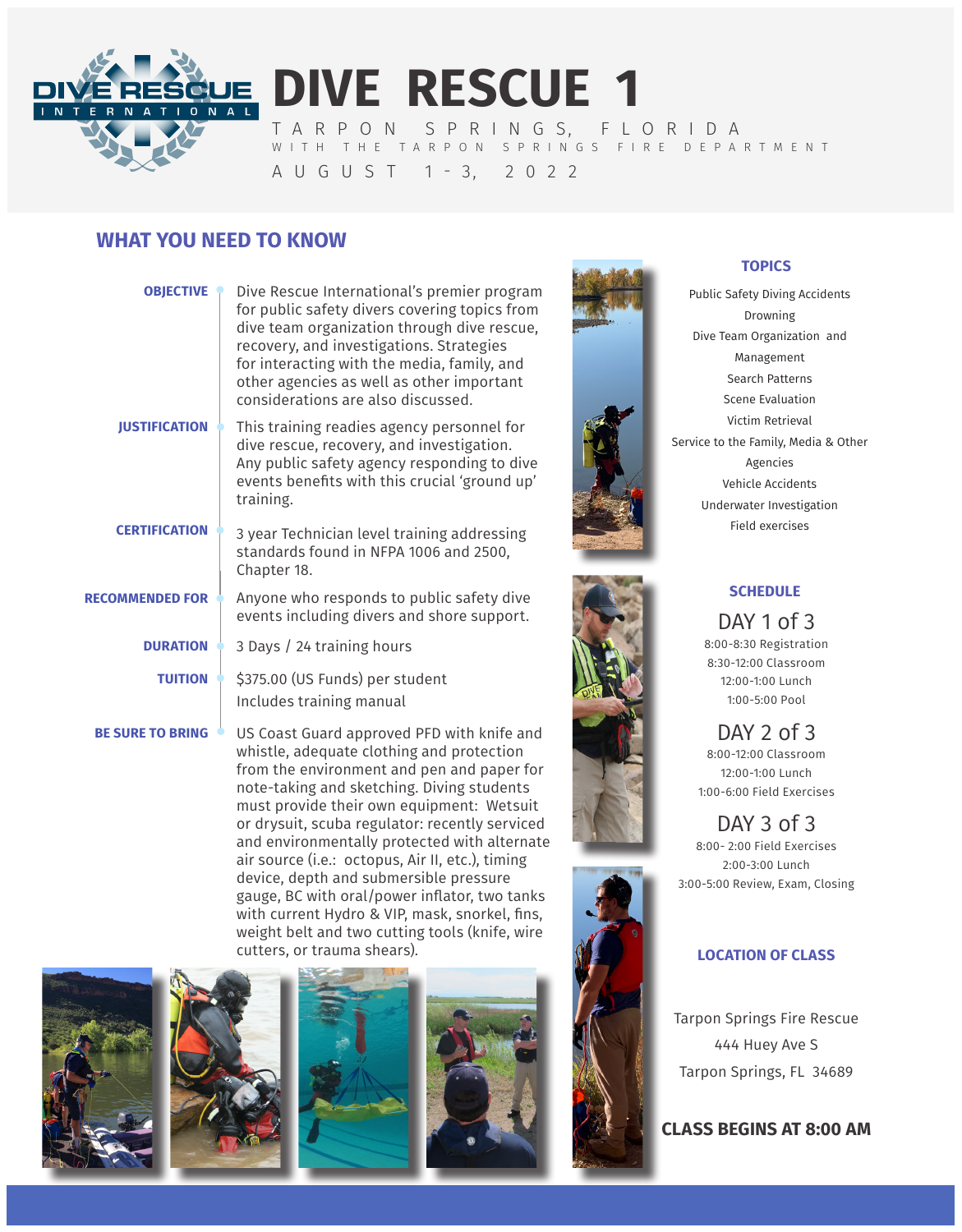# DIVE RESCUE 1

TARPON SPRINGS, FLORIDA

WITH THE TARPON SPRINGS FIRE DEPARTMENT

AUGUST 1-3, 2022

## WHAT YOU NEED TO KNOW

**OBJECTIVE**

Dive Rescue International's premier program for public safety divers covering topics from dive team organization through dive rescue, recovery, and investigations. Strategies for interacting with the media, family, and other agencies as well as other important considerations are also discussed.

**JUSTIFICATION**

This training readies agency personnel for dive rescue, recovery, and investigation. Any public safety agency responding to dive events benefits with this crucial 'ground up' training.

**CERTIFICATION**

3 year Technician level training addressing standards found in NFPA 1006 and 2500, Chapter 18.

**RECOMMENDED FOR**

Anyone who responds to public safety dive events including divers and shore support.

**DURATION**

3 Days / 24 training hours

**TUITION**

$375.00 (US Funds) per student
Includes training manual

**BE SURE TO BRING**

US Coast Guard approved PFD with knife and whistle, adequate clothing and protection from the environment and pen and paper for note-taking and sketching. Diving students must provide their own equipment: Wetsuit or drysuit, scuba regulator: recently serviced and environmentally protected with alternate air source (i.e.: octopus, Air II, etc.), timing device, depth and submersible pressure gauge, BC with oral/power inflator, two tanks with current Hydro & VIP, mask, snorkel, fins, weight belt and two cutting tools (knife, wire cutters, or trauma shears).

### TOPICS

- Public Safety Diving Accidents
- Drowning
- Dive Team Organization and Management
- Search Patterns
- Scene Evaluation
- Victim Retrieval
- Service to the Family, Media & Other Agencies
- Vehicle Accidents
- Underwater Investigation
- Field exercises

### SCHEDULE

**DAY 1 of 3**

- 8:00-8:30 Registration
- 8:30-12:00 Classroom
- 12:00-1:00 Lunch
- 1:00-5:00 Pool

**DAY 2 of 3**

- 8:00-12:00 Classroom
- 12:00-1:00 Lunch
- 1:00-6:00 Field Exercises

**DAY 3 of 3**

- 8:00- 2:00 Field Exercises
- 2:00-3:00 Lunch
- 3:00-5:00 Review, Exam, Closing

### LOCATION OF CLASS

Tarpon Springs Fire Rescue
444 Huey Ave S
Tarpon Springs, FL 34689

**CLASS BEGINS AT 8:00 AM**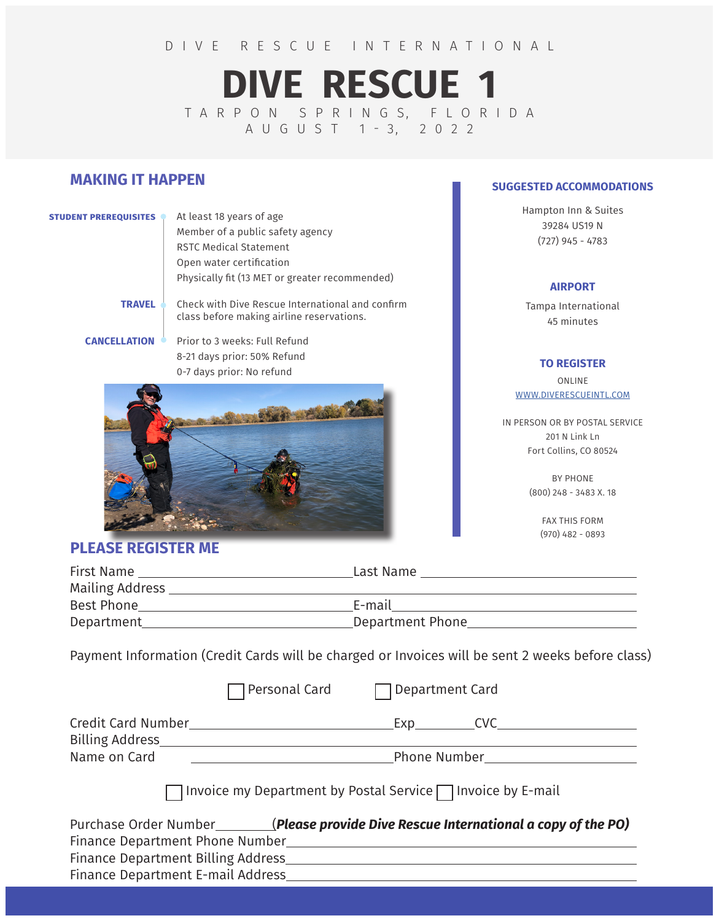DIVE RESCUE INTERNATIONAL

# DIVE RESCUE 1

TARPON SPRINGS, FLORIDA
AUGUST 1-3, 2022

## MAKING IT HAPPEN

**STUDENT PREREQUISITES**

- At least 18 years of age
- Member of a public safety agency
- RSTC Medical Statement
- Open water certification
- Physically fit (13 MET or greater recommended)

**TRAVEL**

Check with Dive Rescue International and confirm class before making airline reservations.

**CANCELLATION**

Prior to 3 weeks: Full Refund
8-21 days prior: 50% Refund
0-7 days prior: No refund

## SUGGESTED ACCOMMODATIONS

Hampton Inn & Suites
39284 US19 N
(727) 945 - 4783

## AIRPORT

Tampa International
45 minutes

## TO REGISTER

ONLINE
WWW.DIVERESCUEINTL.COM

IN PERSON OR BY POSTAL SERVICE
201 N Link Ln
Fort Collins, CO 80524

BY PHONE
(800) 248 - 3483 X. 18

FAX THIS FORM
(970) 482 - 0893

## PLEASE REGISTER ME

First Name ______________________ Last Name ______________________
Mailing Address ______________________
Best Phone ______________________ E-mail ______________________
Department ______________________ Department Phone ______________________

Payment Information (Credit Cards will be charged or Invoices will be sent 2 weeks before class)

☐ Personal Card ☐ Department Card

Credit Card Number ______________________ Exp ________ CVC ________
Billing Address ______________________
Name on Card ______________________ Phone Number ______________________

☐ Invoice my Department by Postal Service ☐ Invoice by E-mail

Purchase Order Number ________ ***(Please provide Dive Rescue International a copy of the PO)***
Finance Department Phone Number ______________________
Finance Department Billing Address ______________________
Finance Department E-mail Address ______________________